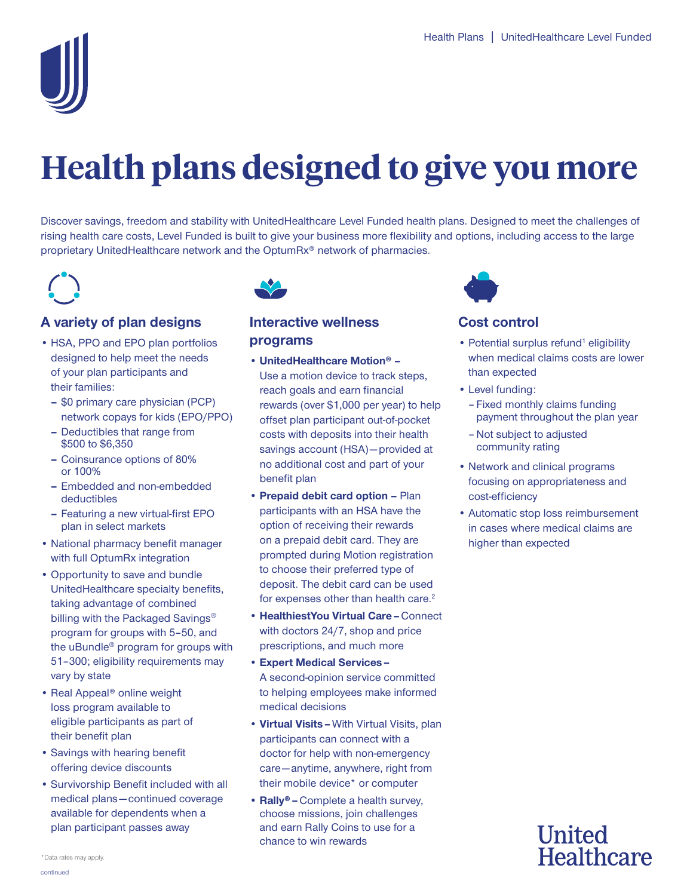# Health plans designed to give you more

Discover savings, freedom and stability with UnitedHealthcare Level Funded health plans. Designed to meet the challenges of rising health care costs, Level Funded is built to give your business more flexibility and options, including access to the large proprietary UnitedHealthcare network and the OptumRx® network of pharmacies.

## A variety of plan designs

- HSA, PPO and EPO plan portfolios designed to help meet the needs of your plan participants and their families:
  - $0 primary care physician (PCP) network copays for kids (EPO/PPO)
  - Deductibles that range from $500 to $6,350
  - Coinsurance options of 80% or 100%
  - Embedded and non-embedded deductibles
  - Featuring a new virtual-first EPO plan in select markets
- National pharmacy benefit manager with full OptumRx integration
- Opportunity to save and bundle UnitedHealthcare specialty benefits, taking advantage of combined billing with the Packaged Savings® program for groups with 5–50, and the uBundle® program for groups with 51–300; eligibility requirements may vary by state
- Real Appeal® online weight loss program available to eligible participants as part of their benefit plan
- Savings with hearing benefit offering device discounts
- Survivorship Benefit included with all medical plans—continued coverage available for dependents when a plan participant passes away

## Interactive wellness programs

- **UnitedHealthcare Motion® –** Use a motion device to track steps, reach goals and earn financial rewards (over $1,000 per year) to help offset plan participant out-of-pocket costs with deposits into their health savings account (HSA)—provided at no additional cost and part of your benefit plan
- **Prepaid debit card option –** Plan participants with an HSA have the option of receiving their rewards on a prepaid debit card. They are prompted during Motion registration to choose their preferred type of deposit. The debit card can be used for expenses other than health care.[2]
- **HealthiestYou Virtual Care –** Connect with doctors 24/7, shop and price prescriptions, and much more
- **Expert Medical Services –** A second-opinion service committed to helping employees make informed medical decisions
- **Virtual Visits –** With Virtual Visits, plan participants can connect with a doctor for help with non-emergency care—anytime, anywhere, right from their mobile device* or computer
- **Rally® –** Complete a health survey, choose missions, join challenges and earn Rally Coins to use for a chance to win rewards

## Cost control

- Potential surplus refund[1] eligibility when medical claims costs are lower than expected
- Level funding:
  - Fixed monthly claims funding payment throughout the plan year
  - Not subject to adjusted community rating
- Network and clinical programs focusing on appropriateness and cost-efficiency
- Automatic stop loss reimbursement in cases where medical claims are higher than expected

*Data rates may apply.

continued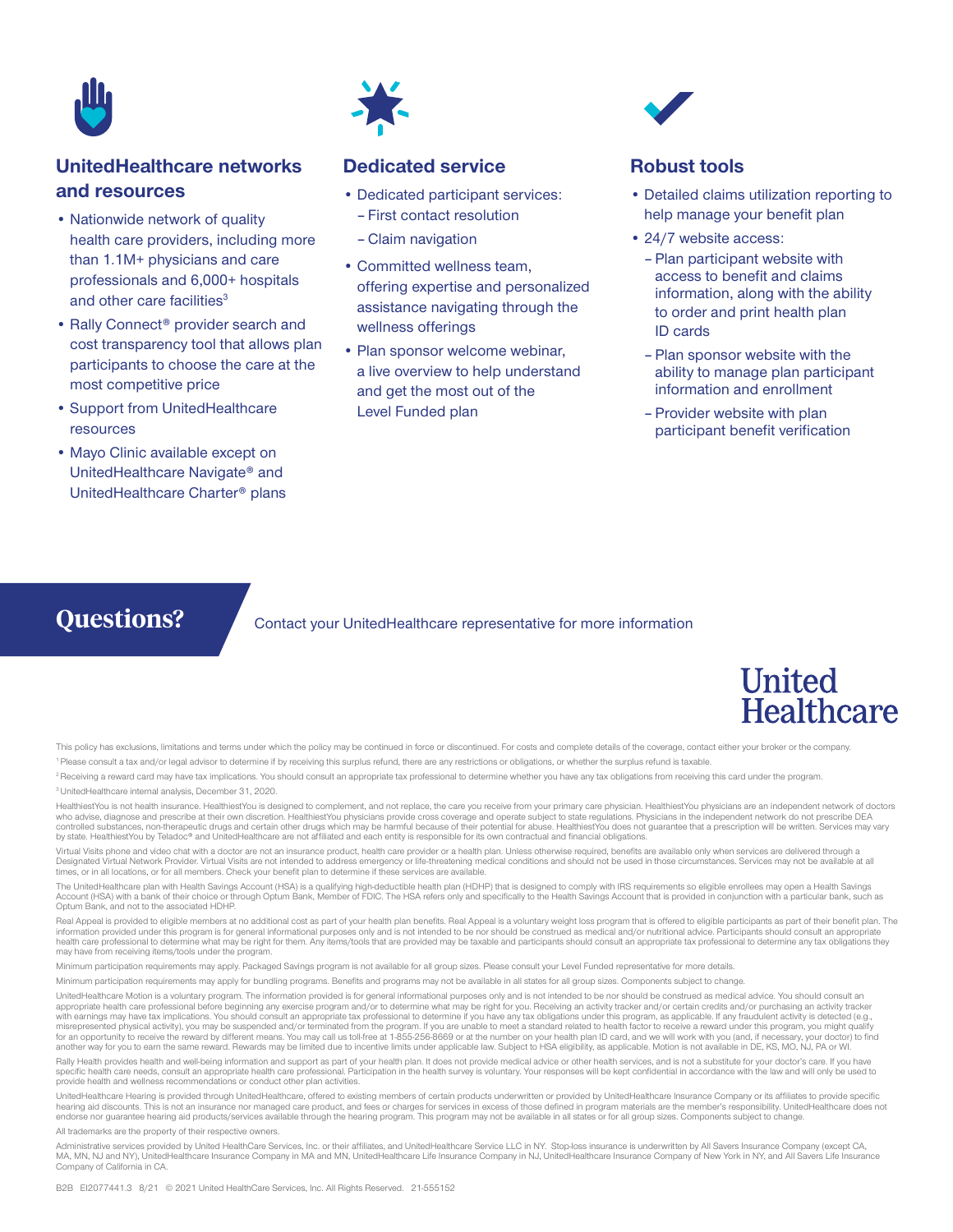## UnitedHealthcare networks and resources

- Nationwide network of quality health care providers, including more than 1.1M+ physicians and care professionals and 6,000+ hospitals and other care facilities[3]
- Rally Connect® provider search and cost transparency tool that allows plan participants to choose the care at the most competitive price
- Support from UnitedHealthcare resources
- Mayo Clinic available except on UnitedHealthcare Navigate® and UnitedHealthcare Charter® plans

## Dedicated service

- Dedicated participant services:
  - First contact resolution
  - Claim navigation
- Committed wellness team, offering expertise and personalized assistance navigating through the wellness offerings
- Plan sponsor welcome webinar, a live overview to help understand and get the most out of the Level Funded plan

## Robust tools

- Detailed claims utilization reporting to help manage your benefit plan
- 24/7 website access:
  - Plan participant website with access to benefit and claims information, along with the ability to order and print health plan ID cards
  - Plan sponsor website with the ability to manage plan participant information and enrollment
  - Provider website with plan participant benefit verification

## Questions?

Contact your UnitedHealthcare representative for more information

United Healthcare

This policy has exclusions, limitations and terms under which the policy may be continued in force or discontinued. For costs and complete details of the coverage, contact either your broker or the company.

[1] Please consult a tax and/or legal advisor to determine if by receiving this surplus refund, there are any restrictions or obligations, or whether the surplus refund is taxable.

[2] Receiving a reward card may have tax implications. You should consult an appropriate tax professional to determine whether you have any tax obligations from receiving this card under the program.

[3] UnitedHealthcare internal analysis, December 31, 2020.

HealthiestYou is not health insurance. HealthiestYou is designed to complement, and not replace, the care you receive from your primary care physician. HealthiestYou physicians are an independent network of doctors who advise, diagnose and prescribe at their own discretion. HealthiestYou physicians provide cross coverage and operate subject to state regulations. Physicians in the independent network do not prescribe DEA controlled substances, non-therapeutic drugs and certain other drugs which may be harmful because of their potential for abuse. HealthiestYou does not guarantee that a prescription will be written. Services may vary by state. HealthiestYou by Teladoc® and UnitedHealthcare are not affiliated and each entity is responsible for its own contractual and financial obligations.

Virtual Visits phone and video chat with a doctor are not an insurance product, health care provider or a health plan. Unless otherwise required, benefits are available only when services are delivered through a Designated Virtual Network Provider. Virtual Visits are not intended to address emergency or life-threatening medical conditions and should not be used in those circumstances. Services may not be available at all times, or in all locations, or for all members. Check your benefit plan to determine if these services are available.

The UnitedHealthcare plan with Health Savings Account (HSA) is a qualifying high-deductible health plan (HDHP) that is designed to comply with IRS requirements so eligible enrollees may open a Health Savings Account (HSA) with a bank of their choice or through Optum Bank, Member of FDIC. The HSA refers only and specifically to the Health Savings Account that is provided in conjunction with a particular bank, such as Optum Bank, and not to the associated HDHP.

Real Appeal is provided to eligible members at no additional cost as part of your health plan benefits. Real Appeal is a voluntary weight loss program that is offered to eligible participants as part of their benefit plan. The information provided under this program is for general informational purposes only and is not intended to be nor should be construed as medical and/or nutritional advice. Participants should consult an appropriate health care professional to determine what may be right for them. Any items/tools that are provided may be taxable and participants should consult an appropriate tax professional to determine any tax obligations they may have from receiving items/tools under the program.

Minimum participation requirements may apply. Packaged Savings program is not available for all group sizes. Please consult your Level Funded representative for more details.

Minimum participation requirements may apply for bundling programs. Benefits and programs may not be available in all states for all group sizes. Components subject to change.

UnitedHealthcare Motion is a voluntary program. The information provided is for general informational purposes only and is not intended to be nor should be construed as medical advice. You should consult an appropriate health care professional before beginning any exercise program and/or to determine what may be right for you. Receiving an activity tracker and/or certain credits and/or purchasing an activity tracker with earnings may have tax implications. You should consult an appropriate tax professional to determine if you have any tax obligations under this program, as applicable. If any fraudulent activity is detected (e.g., misrepresented physical activity), you may be suspended and/or terminated from the program. If you are unable to meet a standard related to health factor to receive a reward under this program, you might qualify for an opportunity to receive the reward by different means. You may call us toll-free at 1-855-256-8669 or at the number on your health plan ID card, and we will work with you (and, if necessary, your doctor) to find another way for you to earn the same reward. Rewards may be limited due to incentive limits under applicable law. Subject to HSA eligibility, as applicable. Motion is not available in DE, KS, MO, NJ, PA or WI.

Rally Health provides health and well-being information and support as part of your health plan. It does not provide medical advice or other health services, and is not a substitute for your doctor's care. If you have specific health care needs, consult an appropriate health care professional. Participation in the health survey is voluntary. Your responses will be kept confidential in accordance with the law and will only be used to provide health and wellness recommendations or conduct other plan activities.

UnitedHealthcare Hearing is provided through UnitedHealthcare, offered to existing members of certain products underwritten or provided by UnitedHealthcare Insurance Company or its affiliates to provide specific hearing aid discounts. This is not an insurance nor managed care product, and fees or charges for services in excess of those defined in program materials are the member's responsibility. UnitedHealthcare does not endorse nor guarantee hearing aid products/services available through the hearing program. This program may not be available in all states or for all group sizes. Components subject to change.

All trademarks are the property of their respective owners.

Administrative services provided by United HealthCare Services, Inc. or their affiliates, and UnitedHealthcare Service LLC in NY. Stop-loss insurance is underwritten by All Savers Insurance Company (except CA, MA, MN, NJ and NY), UnitedHealthcare Insurance Company in MA and MN, UnitedHealthcare Life Insurance Company in NJ, UnitedHealthcare Insurance Company of New York in NY, and All Savers Life Insurance Company of California in CA.

B2B EI2077441.3 8/21 © 2021 United HealthCare Services, Inc. All Rights Reserved. 21-555152